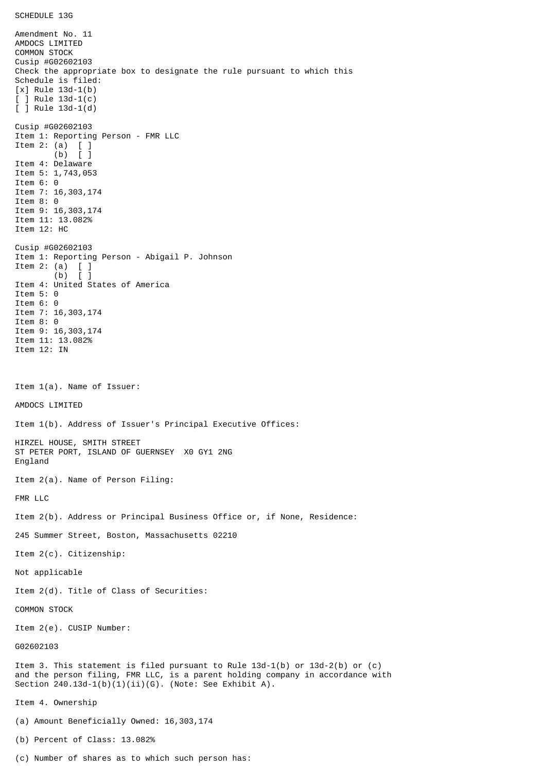SCHEDULE 13G

Amendment No. 11
AMDOCS LIMITED
COMMON STOCK
Cusip #G02602103
Check the appropriate box to designate the rule pursuant to which this Schedule is filed:
[x] Rule 13d-1(b)
[ ] Rule 13d-1(c)
[ ] Rule 13d-1(d)

Cusip #G02602103
Item 1: Reporting Person - FMR LLC
Item 2: (a) [ ]
(b) [ ]
Item 4: Delaware
Item 5: 1,743,053
Item 6: 0
Item 7: 16,303,174
Item 8: 0
Item 9: 16,303,174
Item 11: 13.082%
Item 12: HC

Cusip #G02602103
Item 1: Reporting Person - Abigail P. Johnson
Item 2: (a) [ ]
(b) [ ]
Item 4: United States of America
Item 5: 0
Item 6: 0
Item 7: 16,303,174
Item 8: 0
Item 9: 16,303,174
Item 11: 13.082%
Item 12: IN

Item 1(a). Name of Issuer:

AMDOCS LIMITED

Item 1(b). Address of Issuer's Principal Executive Offices:

HIRZEL HOUSE, SMITH STREET
ST PETER PORT, ISLAND OF GUERNSEY X0 GY1 2NG
England

Item 2(a). Name of Person Filing:

FMR LLC

Item 2(b). Address or Principal Business Office or, if None, Residence:

245 Summer Street, Boston, Massachusetts 02210

Item 2(c). Citizenship:

Not applicable

Item 2(d). Title of Class of Securities:

COMMON STOCK

Item 2(e). CUSIP Number:

G02602103

Item 3. This statement is filed pursuant to Rule 13d-1(b) or 13d-2(b) or (c) and the person filing, FMR LLC, is a parent holding company in accordance with Section 240.13d-1(b)(1)(ii)(G). (Note: See Exhibit A).

Item 4. Ownership

(a) Amount Beneficially Owned: 16,303,174

(b) Percent of Class: 13.082%

(c) Number of shares as to which such person has: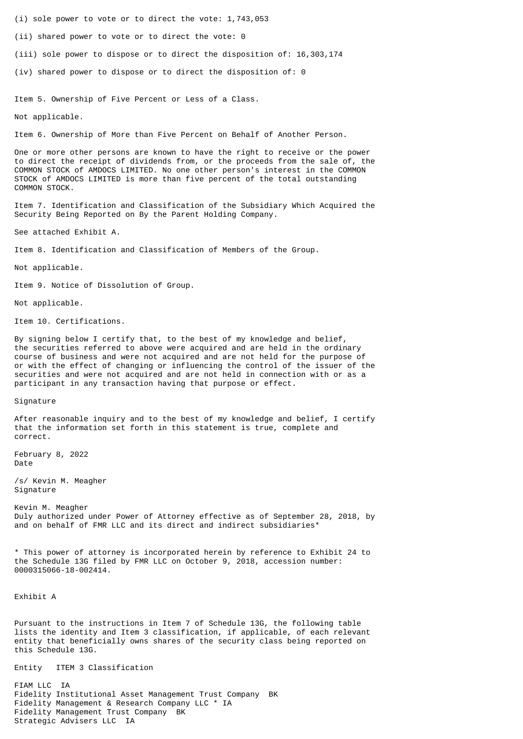(i) sole power to vote or to direct the vote: 1,743,053

(ii) shared power to vote or to direct the vote: 0

(iii) sole power to dispose or to direct the disposition of: 16,303,174

(iv) shared power to dispose or to direct the disposition of: 0

Item 5. Ownership of Five Percent or Less of a Class.

Not applicable.

Item 6. Ownership of More than Five Percent on Behalf of Another Person.

One or more other persons are known to have the right to receive or the power to direct the receipt of dividends from, or the proceeds from the sale of, the COMMON STOCK of AMDOCS LIMITED. No one other person's interest in the COMMON STOCK of AMDOCS LIMITED is more than five percent of the total outstanding COMMON STOCK.

Item 7. Identification and Classification of the Subsidiary Which Acquired the Security Being Reported on By the Parent Holding Company.

See attached Exhibit A.

Item 8. Identification and Classification of Members of the Group.

Not applicable.

Item 9. Notice of Dissolution of Group.

Not applicable.

Item 10. Certifications.

By signing below I certify that, to the best of my knowledge and belief, the securities referred to above were acquired and are held in the ordinary course of business and were not acquired and are not held for the purpose of or with the effect of changing or influencing the control of the issuer of the securities and were not acquired and are not held in connection with or as a participant in any transaction having that purpose or effect.

Signature

After reasonable inquiry and to the best of my knowledge and belief, I certify that the information set forth in this statement is true, complete and correct.

February 8, 2022
Date

/s/ Kevin M. Meagher
Signature

Kevin M. Meagher
Duly authorized under Power of Attorney effective as of September 28, 2018, by and on behalf of FMR LLC and its direct and indirect subsidiaries*

* This power of attorney is incorporated herein by reference to Exhibit 24 to the Schedule 13G filed by FMR LLC on October 9, 2018, accession number: 0000315066-18-002414.

Exhibit A

Pursuant to the instructions in Item 7 of Schedule 13G, the following table lists the identity and Item 3 classification, if applicable, of each relevant entity that beneficially owns shares of the security class being reported on this Schedule 13G.

| Entity | ITEM 3 Classification |
|---|---|
| FIAM LLC | IA |
| Fidelity Institutional Asset Management Trust Company | BK |
| Fidelity Management & Research Company LLC * | IA |
| Fidelity Management Trust Company | BK |
| Strategic Advisers LLC | IA |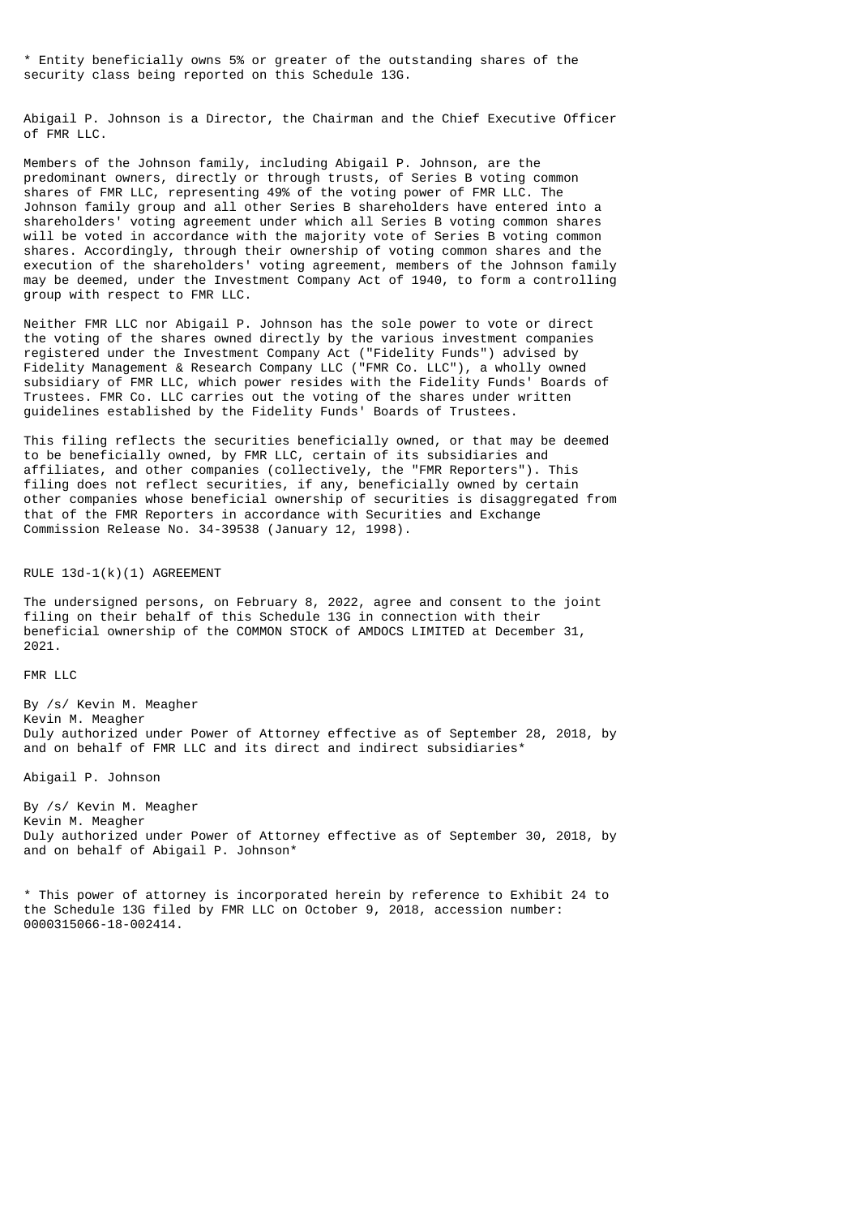* Entity beneficially owns 5% or greater of the outstanding shares of the security class being reported on this Schedule 13G.

Abigail P. Johnson is a Director, the Chairman and the Chief Executive Officer of FMR LLC.

Members of the Johnson family, including Abigail P. Johnson, are the predominant owners, directly or through trusts, of Series B voting common shares of FMR LLC, representing 49% of the voting power of FMR LLC. The Johnson family group and all other Series B shareholders have entered into a shareholders' voting agreement under which all Series B voting common shares will be voted in accordance with the majority vote of Series B voting common shares. Accordingly, through their ownership of voting common shares and the execution of the shareholders' voting agreement, members of the Johnson family may be deemed, under the Investment Company Act of 1940, to form a controlling group with respect to FMR LLC.

Neither FMR LLC nor Abigail P. Johnson has the sole power to vote or direct the voting of the shares owned directly by the various investment companies registered under the Investment Company Act ("Fidelity Funds") advised by Fidelity Management & Research Company LLC ("FMR Co. LLC"), a wholly owned subsidiary of FMR LLC, which power resides with the Fidelity Funds' Boards of Trustees. FMR Co. LLC carries out the voting of the shares under written guidelines established by the Fidelity Funds' Boards of Trustees.

This filing reflects the securities beneficially owned, or that may be deemed to be beneficially owned, by FMR LLC, certain of its subsidiaries and affiliates, and other companies (collectively, the "FMR Reporters"). This filing does not reflect securities, if any, beneficially owned by certain other companies whose beneficial ownership of securities is disaggregated from that of the FMR Reporters in accordance with Securities and Exchange Commission Release No. 34-39538 (January 12, 1998).

RULE 13d-1(k)(1) AGREEMENT

The undersigned persons, on February 8, 2022, agree and consent to the joint filing on their behalf of this Schedule 13G in connection with their beneficial ownership of the COMMON STOCK of AMDOCS LIMITED at December 31, 2021.

FMR LLC

By /s/ Kevin M. Meagher
Kevin M. Meagher
Duly authorized under Power of Attorney effective as of September 28, 2018, by and on behalf of FMR LLC and its direct and indirect subsidiaries*

Abigail P. Johnson

By /s/ Kevin M. Meagher
Kevin M. Meagher
Duly authorized under Power of Attorney effective as of September 30, 2018, by and on behalf of Abigail P. Johnson*

* This power of attorney is incorporated herein by reference to Exhibit 24 to the Schedule 13G filed by FMR LLC on October 9, 2018, accession number: 0000315066-18-002414.